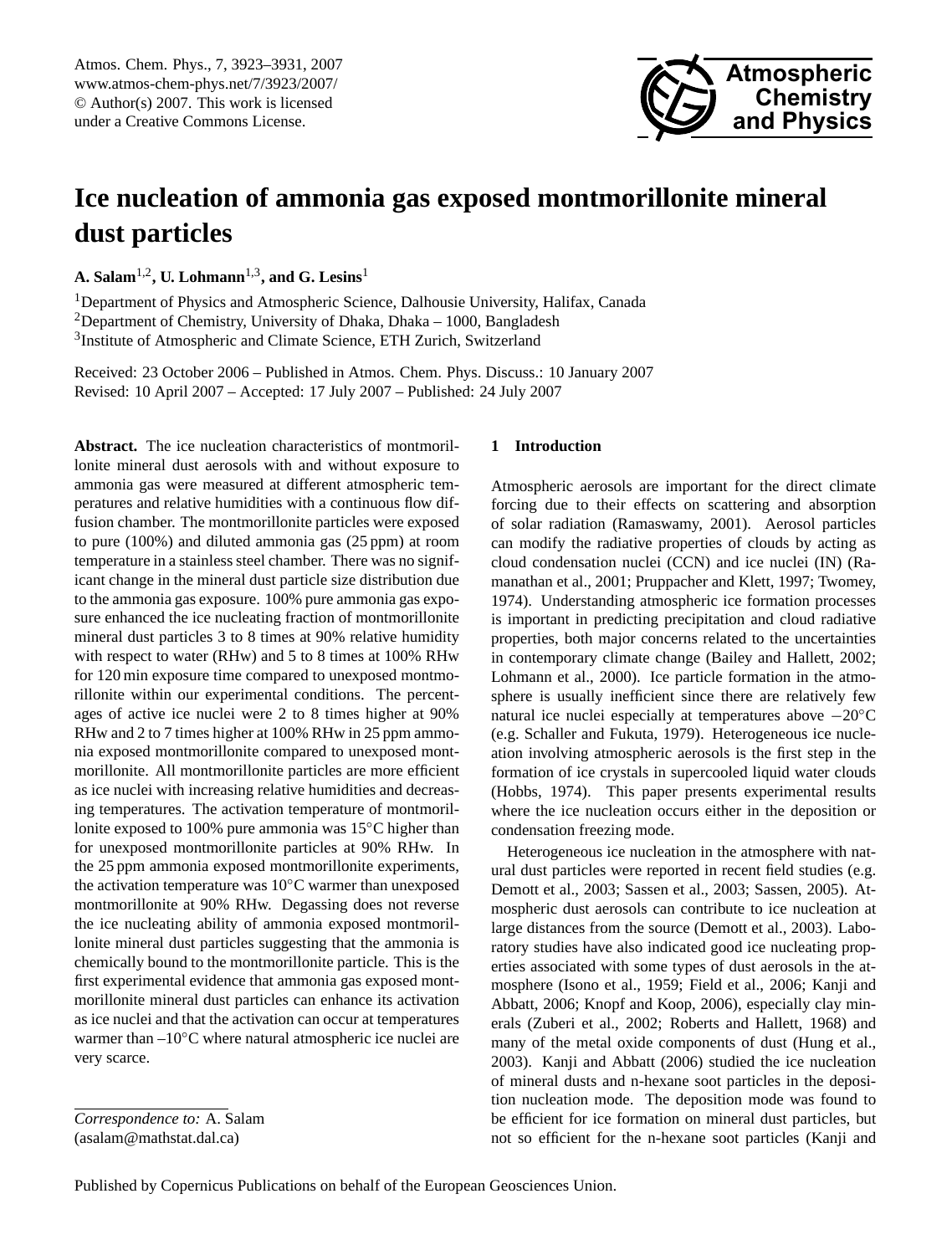# Ice nucleation of ammonia gas exposed montmorillonite mineral dust particles

**A. Salam**[1,2], **U. Lohmann**[1,3], **and G. Lesins**[1]

[1]Department of Physics and Atmospheric Science, Dalhousie University, Halifax, Canada
[2]Department of Chemistry, University of Dhaka, Dhaka – 1000, Bangladesh
[3]Institute of Atmospheric and Climate Science, ETH Zurich, Switzerland

Received: 23 October 2006 – Published in Atmos. Chem. Phys. Discuss.: 10 January 2007
Revised: 10 April 2007 – Accepted: 17 July 2007 – Published: 24 July 2007

**Abstract.** The ice nucleation characteristics of montmorillonite mineral dust aerosols with and without exposure to ammonia gas were measured at different atmospheric temperatures and relative humidities with a continuous flow diffusion chamber. The montmorillonite particles were exposed to pure (100%) and diluted ammonia gas (25 ppm) at room temperature in a stainless steel chamber. There was no significant change in the mineral dust particle size distribution due to the ammonia gas exposure. 100% pure ammonia gas exposure enhanced the ice nucleating fraction of montmorillonite mineral dust particles 3 to 8 times at 90% relative humidity with respect to water (RHw) and 5 to 8 times at 100% RHw for 120 min exposure time compared to unexposed montmorillonite within our experimental conditions. The percentages of active ice nuclei were 2 to 8 times higher at 90% RHw and 2 to 7 times higher at 100% RHw in 25 ppm ammonia exposed montmorillonite compared to unexposed montmorillonite. All montmorillonite particles are more efficient as ice nuclei with increasing relative humidities and decreasing temperatures. The activation temperature of montmorillonite exposed to 100% pure ammonia was 15°C higher than for unexposed montmorillonite particles at 90% RHw. In the 25 ppm ammonia exposed montmorillonite experiments, the activation temperature was 10°C warmer than unexposed montmorillonite at 90% RHw. Degassing does not reverse the ice nucleating ability of ammonia exposed montmorillonite mineral dust particles suggesting that the ammonia is chemically bound to the montmorillonite particle. This is the first experimental evidence that ammonia gas exposed montmorillonite mineral dust particles can enhance its activation as ice nuclei and that the activation can occur at temperatures warmer than –10°C where natural atmospheric ice nuclei are very scarce.

*Correspondence to:* A. Salam
(asalam@mathstat.dal.ca)

## 1 Introduction

Atmospheric aerosols are important for the direct climate forcing due to their effects on scattering and absorption of solar radiation (Ramaswamy, 2001). Aerosol particles can modify the radiative properties of clouds by acting as cloud condensation nuclei (CCN) and ice nuclei (IN) (Ramanathan et al., 2001; Pruppacher and Klett, 1997; Twomey, 1974). Understanding atmospheric ice formation processes is important in predicting precipitation and cloud radiative properties, both major concerns related to the uncertainties in contemporary climate change (Bailey and Hallett, 2002; Lohmann et al., 2000). Ice particle formation in the atmosphere is usually inefficient since there are relatively few natural ice nuclei especially at temperatures above −20°C (e.g. Schaller and Fukuta, 1979). Heterogeneous ice nucleation involving atmospheric aerosols is the first step in the formation of ice crystals in supercooled liquid water clouds (Hobbs, 1974). This paper presents experimental results where the ice nucleation occurs either in the deposition or condensation freezing mode.

Heterogeneous ice nucleation in the atmosphere with natural dust particles were reported in recent field studies (e.g. Demott et al., 2003; Sassen et al., 2003; Sassen, 2005). Atmospheric dust aerosols can contribute to ice nucleation at large distances from the source (Demott et al., 2003). Laboratory studies have also indicated good ice nucleating properties associated with some types of dust aerosols in the atmosphere (Isono et al., 1959; Field et al., 2006; Kanji and Abbatt, 2006; Knopf and Koop, 2006), especially clay minerals (Zuberi et al., 2002; Roberts and Hallett, 1968) and many of the metal oxide components of dust (Hung et al., 2003). Kanji and Abbatt (2006) studied the ice nucleation of mineral dusts and n-hexane soot particles in the deposition nucleation mode. The deposition mode was found to be efficient for ice formation on mineral dust particles, but not so efficient for the n-hexane soot particles (Kanji and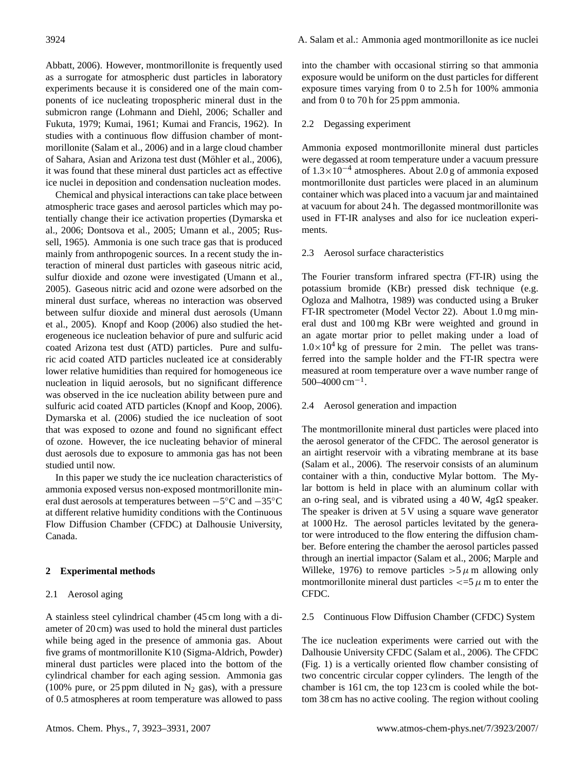Abbatt, 2006). However, montmorillonite is frequently used as a surrogate for atmospheric dust particles in laboratory experiments because it is considered one of the main components of ice nucleating tropospheric mineral dust in the submicron range (Lohmann and Diehl, 2006; Schaller and Fukuta, 1979; Kumai, 1961; Kumai and Francis, 1962). In studies with a continuous flow diffusion chamber of montmorillonite (Salam et al., 2006) and in a large cloud chamber of Sahara, Asian and Arizona test dust (Möhler et al., 2006), it was found that these mineral dust particles act as effective ice nuclei in deposition and condensation nucleation modes.

Chemical and physical interactions can take place between atmospheric trace gases and aerosol particles which may potentially change their ice activation properties (Dymarska et al., 2006; Dontsova et al., 2005; Umann et al., 2005; Russell, 1965). Ammonia is one such trace gas that is produced mainly from anthropogenic sources. In a recent study the interaction of mineral dust particles with gaseous nitric acid, sulfur dioxide and ozone were investigated (Umann et al., 2005). Gaseous nitric acid and ozone were adsorbed on the mineral dust surface, whereas no interaction was observed between sulfur dioxide and mineral dust aerosols (Umann et al., 2005). Knopf and Koop (2006) also studied the heterogeneous ice nucleation behavior of pure and sulfuric acid coated Arizona test dust (ATD) particles. Pure and sulfuric acid coated ATD particles nucleated ice at considerably lower relative humidities than required for homogeneous ice nucleation in liquid aerosols, but no significant difference was observed in the ice nucleation ability between pure and sulfuric acid coated ATD particles (Knopf and Koop, 2006). Dymarska et al. (2006) studied the ice nucleation of soot that was exposed to ozone and found no significant effect of ozone. However, the ice nucleating behavior of mineral dust aerosols due to exposure to ammonia gas has not been studied until now.

In this paper we study the ice nucleation characteristics of ammonia exposed versus non-exposed montmorillonite mineral dust aerosols at temperatures between $-5°C$ and $-35°C$ at different relative humidity conditions with the Continuous Flow Diffusion Chamber (CFDC) at Dalhousie University, Canada.

## 2 Experimental methods

### 2.1 Aerosol aging

A stainless steel cylindrical chamber (45 cm long with a diameter of 20 cm) was used to hold the mineral dust particles while being aged in the presence of ammonia gas. About five grams of montmorillonite K10 (Sigma-Aldrich, Powder) mineral dust particles were placed into the bottom of the cylindrical chamber for each aging session. Ammonia gas (100% pure, or 25 ppm diluted in $N_2$ gas), with a pressure of 0.5 atmospheres at room temperature was allowed to pass into the chamber with occasional stirring so that ammonia exposure would be uniform on the dust particles for different exposure times varying from 0 to 2.5 h for 100% ammonia and from 0 to 70 h for 25 ppm ammonia.

### 2.2 Degassing experiment

Ammonia exposed montmorillonite mineral dust particles were degassed at room temperature under a vacuum pressure of $1.3\times10^{-4}$ atmospheres. About 2.0 g of ammonia exposed montmorillonite dust particles were placed in an aluminum container which was placed into a vacuum jar and maintained at vacuum for about 24 h. The degassed montmorillonite was used in FT-IR analyses and also for ice nucleation experiments.

### 2.3 Aerosol surface characteristics

The Fourier transform infrared spectra (FT-IR) using the potassium bromide (KBr) pressed disk technique (e.g. Ogloza and Malhotra, 1989) was conducted using a Bruker FT-IR spectrometer (Model Vector 22). About 1.0 mg mineral dust and 100 mg KBr were weighted and ground in an agate mortar prior to pellet making under a load of $1.0\times10^4$ kg of pressure for 2 min. The pellet was transferred into the sample holder and the FT-IR spectra were measured at room temperature over a wave number range of 500–4000 $cm^{-1}$.

### 2.4 Aerosol generation and impaction

The montmorillonite mineral dust particles were placed into the aerosol generator of the CFDC. The aerosol generator is an airtight reservoir with a vibrating membrane at its base (Salam et al., 2006). The reservoir consists of an aluminum container with a thin, conductive Mylar bottom. The Mylar bottom is held in place with an aluminum collar with an o-ring seal, and is vibrated using a 40 W, 4g$\Omega$ speaker. The speaker is driven at 5 V using a square wave generator at 1000 Hz. The aerosol particles levitated by the generator were introduced to the flow entering the diffusion chamber. Before entering the chamber the aerosol particles passed through an inertial impactor (Salam et al., 2006; Marple and Willeke, 1976) to remove particles $>5\,\mu$ m allowing only montmorillonite mineral dust particles $<=5\,\mu$ m to enter the CFDC.

### 2.5 Continuous Flow Diffusion Chamber (CFDC) System

The ice nucleation experiments were carried out with the Dalhousie University CFDC (Salam et al., 2006). The CFDC (Fig. 1) is a vertically oriented flow chamber consisting of two concentric circular copper cylinders. The length of the chamber is 161 cm, the top 123 cm is cooled while the bottom 38 cm has no active cooling. The region without cooling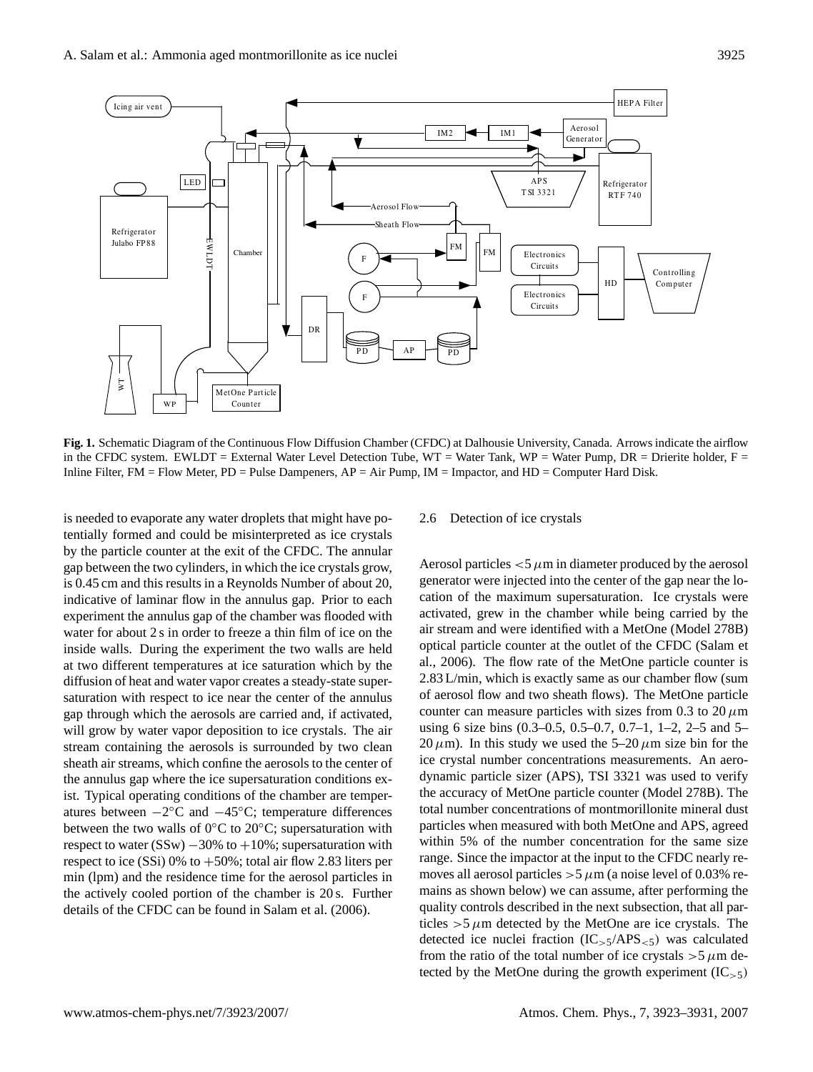**Fig. 1.** Schematic Diagram of the Continuous Flow Diffusion Chamber (CFDC) at Dalhousie University, Canada. Arrows indicate the airflow in the CFDC system. EWLDT = External Water Level Detection Tube, WT = Water Tank, WP = Water Pump, DR = Drierite holder, F = Inline Filter, FM = Flow Meter, PD = Pulse Dampeners, AP = Air Pump, IM = Impactor, and HD = Computer Hard Disk.

is needed to evaporate any water droplets that might have potentially formed and could be misinterpreted as ice crystals by the particle counter at the exit of the CFDC. The annular gap between the two cylinders, in which the ice crystals grow, is 0.45 cm and this results in a Reynolds Number of about 20, indicative of laminar flow in the annulus gap. Prior to each experiment the annulus gap of the chamber was flooded with water for about 2 s in order to freeze a thin film of ice on the inside walls. During the experiment the two walls are held at two different temperatures at ice saturation which by the diffusion of heat and water vapor creates a steady-state supersaturation with respect to ice near the center of the annulus gap through which the aerosols are carried and, if activated, will grow by water vapor deposition to ice crystals. The air stream containing the aerosols is surrounded by two clean sheath air streams, which confine the aerosols to the center of the annulus gap where the ice supersaturation conditions exist. Typical operating conditions of the chamber are temperatures between $-2°$C and $-45°$C; temperature differences between the two walls of 0°C to 20°C; supersaturation with respect to water (SSw) $-30\%$ to $+10\%$; supersaturation with respect to ice (SSi) 0% to $+50\%$; total air flow 2.83 liters per min (lpm) and the residence time for the aerosol particles in the actively cooled portion of the chamber is 20 s. Further details of the CFDC can be found in Salam et al. (2006).

### 2.6 Detection of ice crystals

Aerosol particles $<5\,\mu$m in diameter produced by the aerosol generator were injected into the center of the gap near the location of the maximum supersaturation. Ice crystals were activated, grew in the chamber while being carried by the air stream and were identified with a MetOne (Model 278B) optical particle counter at the outlet of the CFDC (Salam et al., 2006). The flow rate of the MetOne particle counter is 2.83 L/min, which is exactly same as our chamber flow (sum of aerosol flow and two sheath flows). The MetOne particle counter can measure particles with sizes from 0.3 to 20 $\mu$m using 6 size bins (0.3–0.5, 0.5–0.7, 0.7–1, 1–2, 2–5 and 5–20 $\mu$m). In this study we used the 5–20 $\mu$m size bin for the ice crystal number concentrations measurements. An aerodynamic particle sizer (APS), TSI 3321 was used to verify the accuracy of MetOne particle counter (Model 278B). The total number concentrations of montmorillonite mineral dust particles when measured with both MetOne and APS, agreed within 5% of the number concentration for the same size range. Since the impactor at the input to the CFDC nearly removes all aerosol particles $>5\,\mu$m (a noise level of 0.03% remains as shown below) we can assume, after performing the quality controls described in the next subsection, that all particles $>5\,\mu$m detected by the MetOne are ice crystals. The detected ice nuclei fraction ($IC_{>5}/APS_{<5}$) was calculated from the ratio of the total number of ice crystals $>5\,\mu$m detected by the MetOne during the growth experiment ($IC_{>5}$)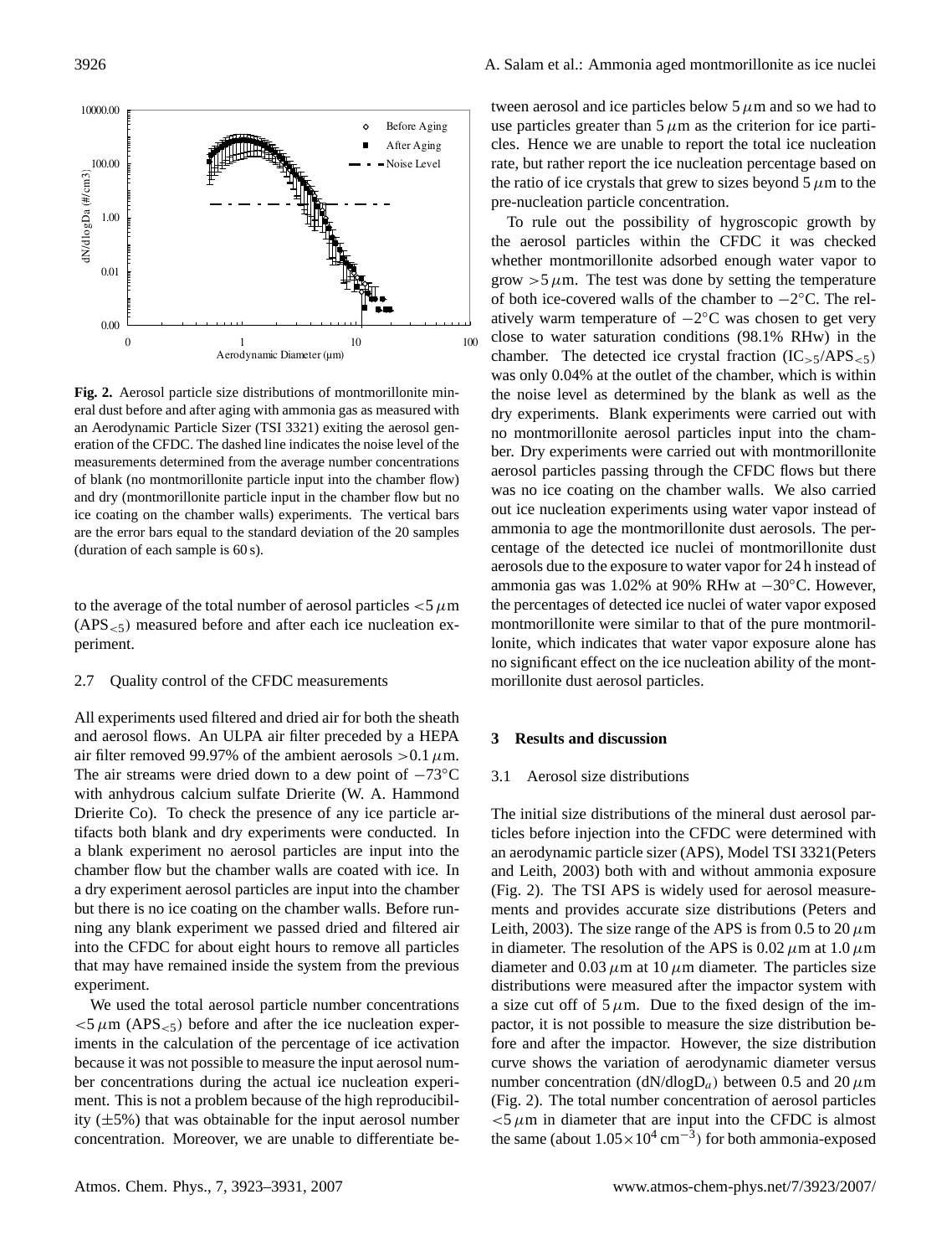**Fig. 2.** Aerosol particle size distributions of montmorillonite mineral dust before and after aging with ammonia gas as measured with an Aerodynamic Particle Sizer (TSI 3321) exiting the aerosol generation of the CFDC. The dashed line indicates the noise level of the measurements determined from the average number concentrations of blank (no montmorillonite particle input into the chamber flow) and dry (montmorillonite particle input in the chamber flow but no ice coating on the chamber walls) experiments. The vertical bars are the error bars equal to the standard deviation of the 20 samples (duration of each sample is 60 s).

to the average of the total number of aerosol particles $<5\,\mu$m ($APS_{<5}$) measured before and after each ice nucleation experiment.

### 2.7 Quality control of the CFDC measurements

All experiments used filtered and dried air for both the sheath and aerosol flows. An ULPA air filter preceded by a HEPA air filter removed 99.97% of the ambient aerosols $>0.1\,\mu$m. The air streams were dried down to a dew point of $-73^{\circ}$C with anhydrous calcium sulfate Drierite (W. A. Hammond Drierite Co). To check the presence of any ice particle artifacts both blank and dry experiments were conducted. In a blank experiment no aerosol particles are input into the chamber flow but the chamber walls are coated with ice. In a dry experiment aerosol particles are input into the chamber but there is no ice coating on the chamber walls. Before running any blank experiment we passed dried and filtered air into the CFDC for about eight hours to remove all particles that may have remained inside the system from the previous experiment.

We used the total aerosol particle number concentrations $<5\,\mu$m ($APS_{<5}$) before and after the ice nucleation experiments in the calculation of the percentage of ice activation because it was not possible to measure the input aerosol number concentrations during the actual ice nucleation experiment. This is not a problem because of the high reproducibility ($\pm$5%) that was obtainable for the input aerosol number concentration. Moreover, we are unable to differentiate between aerosol and ice particles below $5\,\mu$m and so we had to use particles greater than $5\,\mu$m as the criterion for ice particles. Hence we are unable to report the total ice nucleation rate, but rather report the ice nucleation percentage based on the ratio of ice crystals that grew to sizes beyond $5\,\mu$m to the pre-nucleation particle concentration.

To rule out the possibility of hygroscopic growth by the aerosol particles within the CFDC it was checked whether montmorillonite adsorbed enough water vapor to grow $>5\,\mu$m. The test was done by setting the temperature of both ice-covered walls of the chamber to $-2^{\circ}$C. The relatively warm temperature of $-2^{\circ}$C was chosen to get very close to water saturation conditions (98.1% RHw) in the chamber. The detected ice crystal fraction ($IC_{>5}/APS_{<5}$) was only 0.04% at the outlet of the chamber, which is within the noise level as determined by the blank as well as the dry experiments. Blank experiments were carried out with no montmorillonite aerosol particles input into the chamber. Dry experiments were carried out with montmorillonite aerosol particles passing through the CFDC flows but there was no ice coating on the chamber walls. We also carried out ice nucleation experiments using water vapor instead of ammonia to age the montmorillonite dust aerosols. The percentage of the detected ice nuclei of montmorillonite dust aerosols due to the exposure to water vapor for 24 h instead of ammonia gas was 1.02% at 90% RHw at $-30^{\circ}$C. However, the percentages of detected ice nuclei of water vapor exposed montmorillonite were similar to that of the pure montmorillonite, which indicates that water vapor exposure alone has no significant effect on the ice nucleation ability of the montmorillonite dust aerosol particles.

## 3 Results and discussion

### 3.1 Aerosol size distributions

The initial size distributions of the mineral dust aerosol particles before injection into the CFDC were determined with an aerodynamic particle sizer (APS), Model TSI 3321(Peters and Leith, 2003) both with and without ammonia exposure (Fig. 2). The TSI APS is widely used for aerosol measurements and provides accurate size distributions (Peters and Leith, 2003). The size range of the APS is from 0.5 to 20 $\mu$m in diameter. The resolution of the APS is 0.02 $\mu$m at 1.0 $\mu$m diameter and 0.03 $\mu$m at 10 $\mu$m diameter. The particles size distributions were measured after the impactor system with a size cut off of $5\,\mu$m. Due to the fixed design of the impactor, it is not possible to measure the size distribution before and after the impactor. However, the size distribution curve shows the variation of aerodynamic diameter versus number concentration ($dN/dlogD_a$) between 0.5 and 20 $\mu$m (Fig. 2). The total number concentration of aerosol particles $<5\,\mu$m in diameter that are input into the CFDC is almost the same (about $1.05\times10^{4}$ cm$^{-3}$) for both ammonia-exposed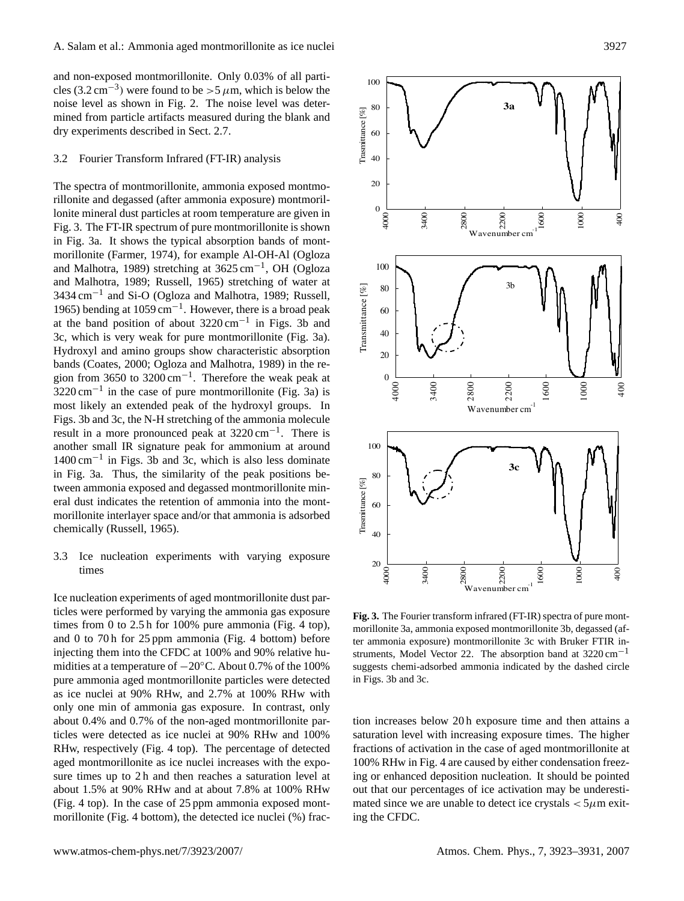and non-exposed montmorillonite. Only 0.03% of all particles (3.2 $cm^{-3}$) were found to be >5 $\mu$m, which is below the noise level as shown in Fig. 2. The noise level was determined from particle artifacts measured during the blank and dry experiments described in Sect. 2.7.

### 3.2 Fourier Transform Infrared (FT-IR) analysis

The spectra of montmorillonite, ammonia exposed montmorillonite and degassed (after ammonia exposure) montmorillonite mineral dust particles at room temperature are given in Fig. 3. The FT-IR spectrum of pure montmorillonite is shown in Fig. 3a. It shows the typical absorption bands of montmorillonite (Farmer, 1974), for example Al-OH-Al (Ogloza and Malhotra, 1989) stretching at 3625 $cm^{-1}$, OH (Ogloza and Malhotra, 1989; Russell, 1965) stretching of water at 3434 $cm^{-1}$ and Si-O (Ogloza and Malhotra, 1989; Russell, 1965) bending at 1059 $cm^{-1}$. However, there is a broad peak at the band position of about 3220 $cm^{-1}$ in Figs. 3b and 3c, which is very weak for pure montmorillonite (Fig. 3a). Hydroxyl and amino groups show characteristic absorption bands (Coates, 2000; Ogloza and Malhotra, 1989) in the region from 3650 to 3200 $cm^{-1}$. Therefore the weak peak at 3220 $cm^{-1}$ in the case of pure montmorillonite (Fig. 3a) is most likely an extended peak of the hydroxyl groups. In Figs. 3b and 3c, the N-H stretching of the ammonia molecule result in a more pronounced peak at 3220 $cm^{-1}$. There is another small IR signature peak for ammonium at around 1400 $cm^{-1}$ in Figs. 3b and 3c, which is also less dominate in Fig. 3a. Thus, the similarity of the peak positions between ammonia exposed and degassed montmorillonite mineral dust indicates the retention of ammonia into the montmorillonite interlayer space and/or that ammonia is adsorbed chemically (Russell, 1965).

### 3.3 Ice nucleation experiments with varying exposure times

Ice nucleation experiments of aged montmorillonite dust particles were performed by varying the ammonia gas exposure times from 0 to 2.5 h for 100% pure ammonia (Fig. 4 top), and 0 to 70 h for 25 ppm ammonia (Fig. 4 bottom) before injecting them into the CFDC at 100% and 90% relative humidities at a temperature of −20°C. About 0.7% of the 100% pure ammonia aged montmorillonite particles were detected as ice nuclei at 90% RHw, and 2.7% at 100% RHw with only one min of ammonia gas exposure. In contrast, only about 0.4% and 0.7% of the non-aged montmorillonite particles were detected as ice nuclei at 90% RHw and 100% RHw, respectively (Fig. 4 top). The percentage of detected aged montmorillonite as ice nuclei increases with the exposure times up to 2 h and then reaches a saturation level at about 1.5% at 90% RHw and at about 7.8% at 100% RHw (Fig. 4 top). In the case of 25 ppm ammonia exposed montmorillonite (Fig. 4 bottom), the detected ice nuclei (%) fraction increases below 20 h exposure time and then attains a saturation level with increasing exposure times. The higher fractions of activation in the case of aged montmorillonite at 100% RHw in Fig. 4 are caused by either condensation freezing or enhanced deposition nucleation. It should be pointed out that our percentages of ice activation may be underestimated since we are unable to detect ice crystals < 5$\mu$m exiting the CFDC.

**Fig. 3.** The Fourier transform infrared (FT-IR) spectra of pure montmorillonite 3a, ammonia exposed montmorillonite 3b, degassed (after ammonia exposure) montmorillonite 3c with Bruker FTIR instruments, Model Vector 22. The absorption band at 3220 $cm^{-1}$ suggests chemi-adsorbed ammonia indicated by the dashed circle in Figs. 3b and 3c.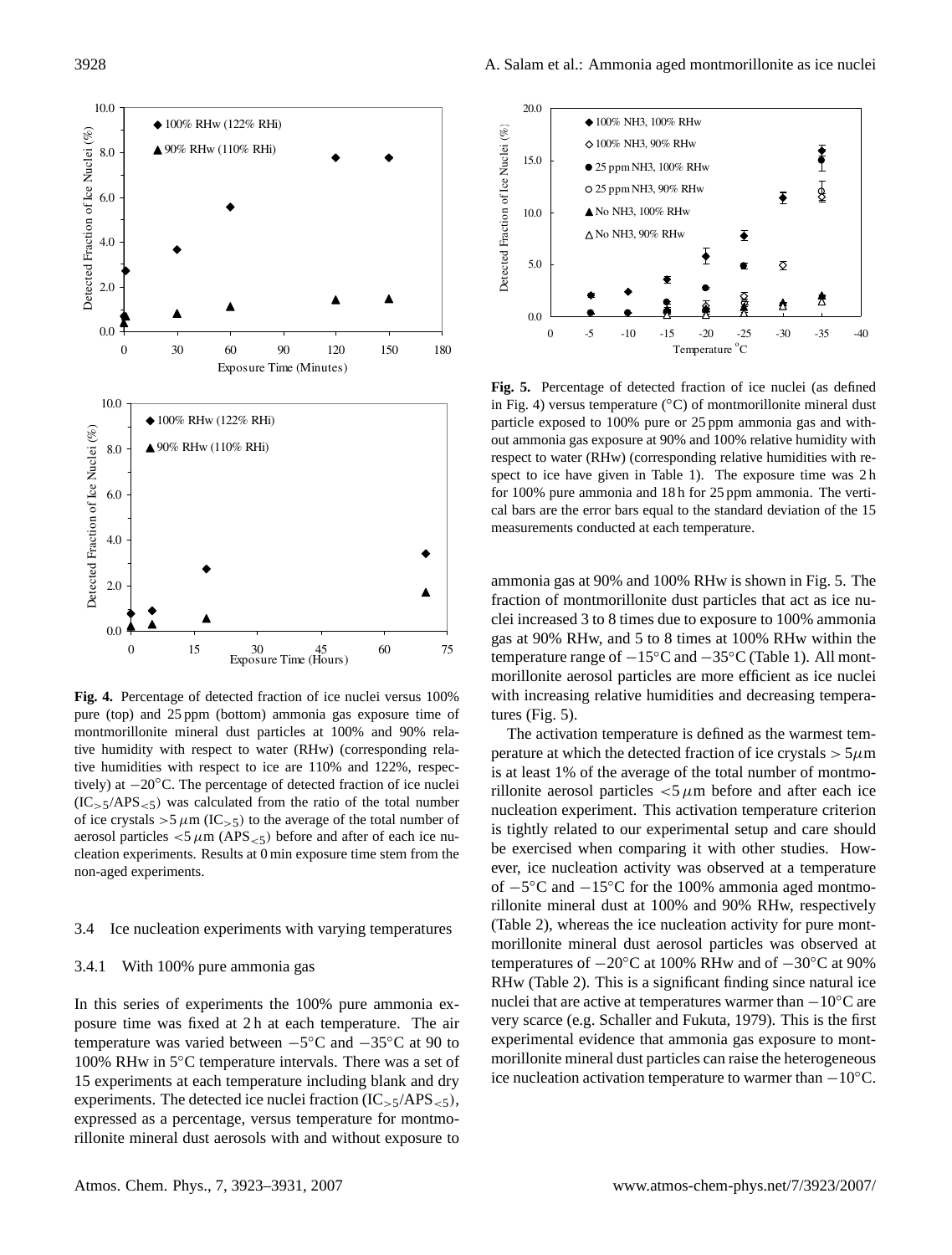**Fig. 4.** Percentage of detected fraction of ice nuclei versus 100% pure (top) and 25 ppm (bottom) ammonia gas exposure time of montmorillonite mineral dust particles at 100% and 90% relative humidity with respect to water (RHw) (corresponding relative humidities with respect to ice are 110% and 122%, respectively) at −20°C. The percentage of detected fraction of ice nuclei ($IC_{>5}/APS_{<5}$) was calculated from the ratio of the total number of ice crystals $>5\,\mu$m ($IC_{>5}$) to the average of the total number of aerosol particles $<5\,\mu$m ($APS_{<5}$) before and after of each ice nucleation experiments. Results at 0 min exposure time stem from the non-aged experiments.

### 3.4 Ice nucleation experiments with varying temperatures

#### 3.4.1 With 100% pure ammonia gas

In this series of experiments the 100% pure ammonia exposure time was fixed at 2 h at each temperature. The air temperature was varied between −5°C and −35°C at 90 to 100% RHw in 5°C temperature intervals. There was a set of 15 experiments at each temperature including blank and dry experiments. The detected ice nuclei fraction ($IC_{>5}/APS_{<5}$), expressed as a percentage, versus temperature for montmorillonite mineral dust aerosols with and without exposure to ammonia gas at 90% and 100% RHw is shown in Fig. 5. The fraction of montmorillonite dust particles that act as ice nuclei increased 3 to 8 times due to exposure to 100% ammonia gas at 90% RHw, and 5 to 8 times at 100% RHw within the temperature range of −15°C and −35°C (Table 1). All montmorillonite aerosol particles are more efficient as ice nuclei with increasing relative humidities and decreasing temperatures (Fig. 5).

**Fig. 5.** Percentage of detected fraction of ice nuclei (as defined in Fig. 4) versus temperature (°C) of montmorillonite mineral dust particle exposed to 100% pure or 25 ppm ammonia gas and without ammonia gas exposure at 90% and 100% relative humidity with respect to water (RHw) (corresponding relative humidities with respect to ice have given in Table 1). The exposure time was 2 h for 100% pure ammonia and 18 h for 25 ppm ammonia. The vertical bars are the error bars equal to the standard deviation of the 15 measurements conducted at each temperature.

The activation temperature is defined as the warmest temperature at which the detected fraction of ice crystals $>5\mu$m is at least 1% of the average of the total number of montmorillonite aerosol particles $<5\,\mu$m before and after each ice nucleation experiment. This activation temperature criterion is tightly related to our experimental setup and care should be exercised when comparing it with other studies. However, ice nucleation activity was observed at a temperature of −5°C and −15°C for the 100% ammonia aged montmorillonite mineral dust at 100% and 90% RHw, respectively (Table 2), whereas the ice nucleation activity for pure montmorillonite mineral dust aerosol particles was observed at temperatures of −20°C at 100% RHw and of −30°C at 90% RHw (Table 2). This is a significant finding since natural ice nuclei that are active at temperatures warmer than −10°C are very scarce (e.g. Schaller and Fukuta, 1979). This is the first experimental evidence that ammonia gas exposure to montmorillonite mineral dust particles can raise the heterogeneous ice nucleation activation temperature to warmer than −10°C.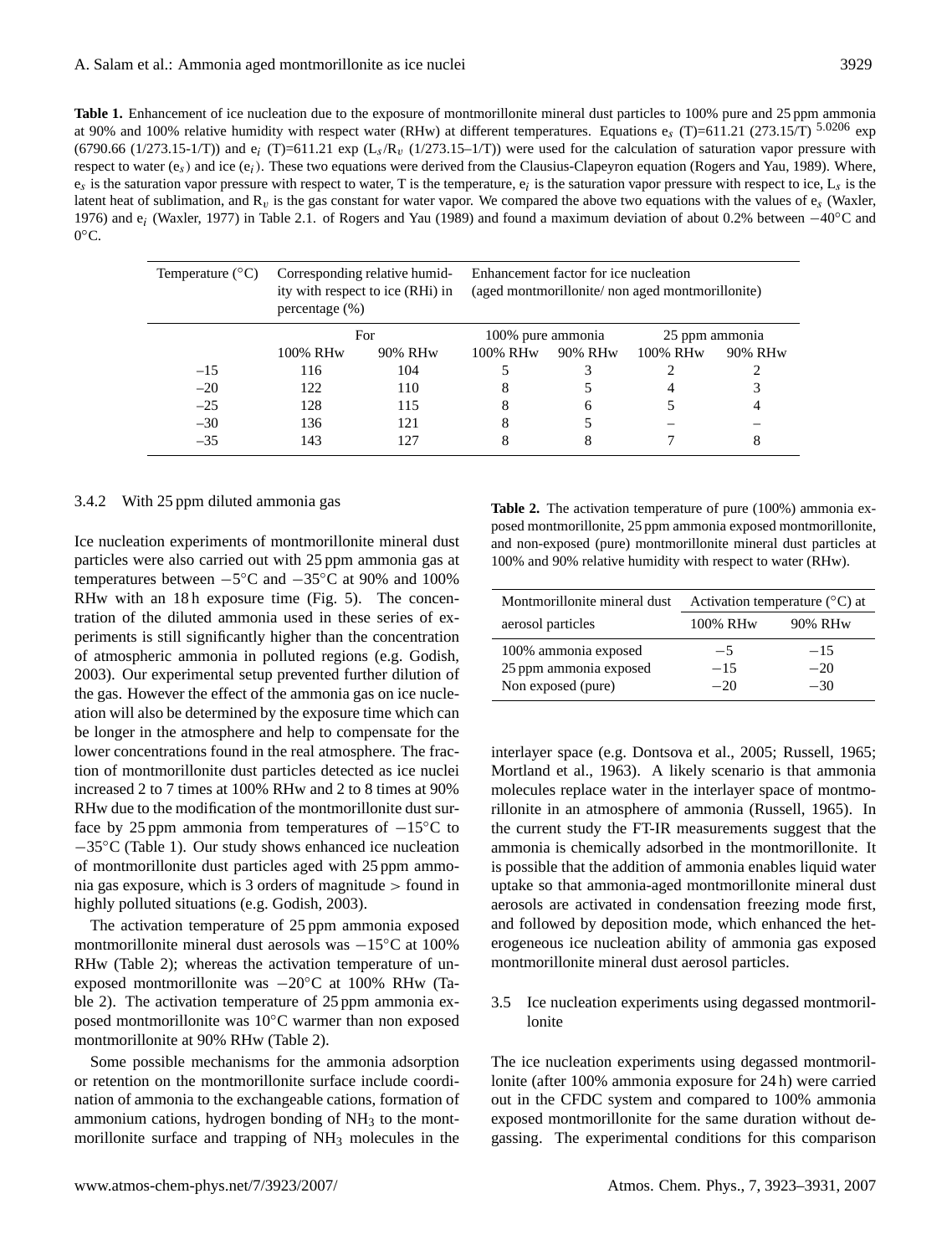**Table 1.** Enhancement of ice nucleation due to the exposure of montmorillonite mineral dust particles to 100% pure and 25 ppm ammonia at 90% and 100% relative humidity with respect water (RHw) at different temperatures. Equations $e_s$ (T)=611.21 (273.15/T) $^{5.0206}$ exp (6790.66 (1/273.15-1/T)) and $e_i$ (T)=611.21 exp ($L_s/R_v$ (1/273.15–1/T)) were used for the calculation of saturation vapor pressure with respect to water ($e_s$) and ice ($e_i$). These two equations were derived from the Clausius-Clapeyron equation (Rogers and Yau, 1989). Where, $e_s$ is the saturation vapor pressure with respect to water, T is the temperature, $e_i$ is the saturation vapor pressure with respect to ice, $L_s$ is the latent heat of sublimation, and $R_v$ is the gas constant for water vapor. We compared the above two equations with the values of $e_s$ (Waxler, 1976) and $e_i$ (Waxler, 1977) in Table 2.1. of Rogers and Yau (1989) and found a maximum deviation of about 0.2% between −40°C and 0°C.

| Temperature (°C) | Corresponding relative humidity with respect to ice (RHi) in percentage (%) | | Enhancement factor for ice nucleation (aged montmorillonite/ non aged montmorillonite) | | | |
|---|---|---|---|---|---|---|
| | For | | 100% pure ammonia | | 25 ppm ammonia | |
| | 100% RHw | 90% RHw | 100% RHw | 90% RHw | 100% RHw | 90% RHw |
| –15 | 116 | 104 | 5 | 3 | 2 | 2 |
| –20 | 122 | 110 | 8 | 5 | 4 | 3 |
| –25 | 128 | 115 | 8 | 6 | 5 | 4 |
| –30 | 136 | 121 | 8 | 5 | – | – |
| –35 | 143 | 127 | 8 | 8 | 7 | 8 |

#### 3.4.2 With 25 ppm diluted ammonia gas

Ice nucleation experiments of montmorillonite mineral dust particles were also carried out with 25 ppm ammonia gas at temperatures between −5°C and −35°C at 90% and 100% RHw with an 18 h exposure time (Fig. 5). The concentration of the diluted ammonia used in these series of experiments is still significantly higher than the concentration of atmospheric ammonia in polluted regions (e.g. Godish, 2003). Our experimental setup prevented further dilution of the gas. However the effect of the ammonia gas on ice nucleation will also be determined by the exposure time which can be longer in the atmosphere and help to compensate for the lower concentrations found in the real atmosphere. The fraction of montmorillonite dust particles detected as ice nuclei increased 2 to 7 times at 100% RHw and 2 to 8 times at 90% RHw due to the modification of the montmorillonite dust surface by 25 ppm ammonia from temperatures of −15°C to −35°C (Table 1). Our study shows enhanced ice nucleation of montmorillonite dust particles aged with 25 ppm ammonia gas exposure, which is 3 orders of magnitude > found in highly polluted situations (e.g. Godish, 2003).

The activation temperature of 25 ppm ammonia exposed montmorillonite mineral dust aerosols was −15°C at 100% RHw (Table 2); whereas the activation temperature of unexposed montmorillonite was −20°C at 100% RHw (Table 2). The activation temperature of 25 ppm ammonia exposed montmorillonite was 10°C warmer than non exposed montmorillonite at 90% RHw (Table 2).

Some possible mechanisms for the ammonia adsorption or retention on the montmorillonite surface include coordination of ammonia to the exchangeable cations, formation of ammonium cations, hydrogen bonding of $NH_3$ to the montmorillonite surface and trapping of $NH_3$ molecules in the interlayer space (e.g. Dontsova et al., 2005; Russell, 1965; Mortland et al., 1963). A likely scenario is that ammonia molecules replace water in the interlayer space of montmorillonite in an atmosphere of ammonia (Russell, 1965). In the current study the FT-IR measurements suggest that the ammonia is chemically adsorbed in the montmorillonite. It is possible that the addition of ammonia enables liquid water uptake so that ammonia-aged montmorillonite mineral dust aerosols are activated in condensation freezing mode first, and followed by deposition mode, which enhanced the heterogeneous ice nucleation ability of ammonia gas exposed montmorillonite mineral dust aerosol particles.

**Table 2.** The activation temperature of pure (100%) ammonia exposed montmorillonite, 25 ppm ammonia exposed montmorillonite, and non-exposed (pure) montmorillonite mineral dust particles at 100% and 90% relative humidity with respect to water (RHw).

| Montmorillonite mineral dust aerosol particles | Activation temperature (°C) at 100% RHw | Activation temperature (°C) at 90% RHw |
|---|---|---|
| 100% ammonia exposed | −5 | −15 |
| 25 ppm ammonia exposed | −15 | −20 |
| Non exposed (pure) | −20 | −30 |

### 3.5 Ice nucleation experiments using degassed montmorillonite

The ice nucleation experiments using degassed montmorillonite (after 100% ammonia exposure for 24 h) were carried out in the CFDC system and compared to 100% ammonia exposed montmorillonite for the same duration without degassing. The experimental conditions for this comparison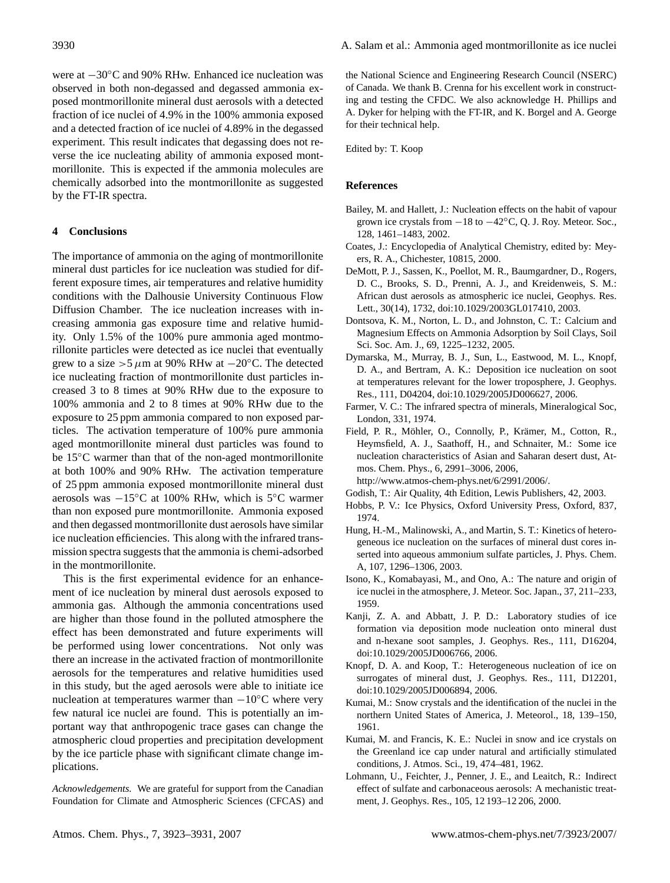were at −30°C and 90% RHw. Enhanced ice nucleation was observed in both non-degassed and degassed ammonia exposed montmorillonite mineral dust aerosols with a detected fraction of ice nuclei of 4.9% in the 100% ammonia exposed and a detected fraction of ice nuclei of 4.89% in the degassed experiment. This result indicates that degassing does not reverse the ice nucleating ability of ammonia exposed montmorillonite. This is expected if the ammonia molecules are chemically adsorbed into the montmorillonite as suggested by the FT-IR spectra.

## 4 Conclusions

The importance of ammonia on the aging of montmorillonite mineral dust particles for ice nucleation was studied for different exposure times, air temperatures and relative humidity conditions with the Dalhousie University Continuous Flow Diffusion Chamber. The ice nucleation increases with increasing ammonia gas exposure time and relative humidity. Only 1.5% of the 100% pure ammonia aged montmorillonite particles were detected as ice nuclei that eventually grew to a size $>5\,\mu$m at 90% RHw at −20°C. The detected ice nucleating fraction of montmorillonite dust particles increased 3 to 8 times at 90% RHw due to the exposure to 100% ammonia and 2 to 8 times at 90% RHw due to the exposure to 25 ppm ammonia compared to non exposed particles. The activation temperature of 100% pure ammonia aged montmorillonite mineral dust particles was found to be 15°C warmer than that of the non-aged montmorillonite at both 100% and 90% RHw. The activation temperature of 25 ppm ammonia exposed montmorillonite mineral dust aerosols was −15°C at 100% RHw, which is 5°C warmer than non exposed pure montmorillonite. Ammonia exposed and then degassed montmorillonite dust aerosols have similar ice nucleation efficiencies. This along with the infrared transmission spectra suggests that the ammonia is chemi-adsorbed in the montmorillonite.

This is the first experimental evidence for an enhancement of ice nucleation by mineral dust aerosols exposed to ammonia gas. Although the ammonia concentrations used are higher than those found in the polluted atmosphere the effect has been demonstrated and future experiments will be performed using lower concentrations. Not only was there an increase in the activated fraction of montmorillonite aerosols for the temperatures and relative humidities used in this study, but the aged aerosols were able to initiate ice nucleation at temperatures warmer than −10°C where very few natural ice nuclei are found. This is potentially an important way that anthropogenic trace gases can change the atmospheric cloud properties and precipitation development by the ice particle phase with significant climate change implications.

*Acknowledgements.* We are grateful for support from the Canadian Foundation for Climate and Atmospheric Sciences (CFCAS) and the National Science and Engineering Research Council (NSERC) of Canada. We thank B. Crenna for his excellent work in constructing and testing the CFDC. We also acknowledge H. Phillips and A. Dyker for helping with the FT-IR, and K. Borgel and A. George for their technical help.

Edited by: T. Koop

## References

Bailey, M. and Hallett, J.: Nucleation effects on the habit of vapour grown ice crystals from −18 to −42°C, Q. J. Roy. Meteor. Soc., 128, 1461–1483, 2002.

Coates, J.: Encyclopedia of Analytical Chemistry, edited by: Meyers, R. A., Chichester, 10815, 2000.

DeMott, P. J., Sassen, K., Poellot, M. R., Baumgardner, D., Rogers, D. C., Brooks, S. D., Prenni, A. J., and Kreidenweis, S. M.: African dust aerosols as atmospheric ice nuclei, Geophys. Res. Lett., 30(14), 1732, doi:10.1029/2003GL017410, 2003.

Dontsova, K. M., Norton, L. D., and Johnston, C. T.: Calcium and Magnesium Effects on Ammonia Adsorption by Soil Clays, Soil Sci. Soc. Am. J., 69, 1225–1232, 2005.

Dymarska, M., Murray, B. J., Sun, L., Eastwood, M. L., Knopf, D. A., and Bertram, A. K.: Deposition ice nucleation on soot at temperatures relevant for the lower troposphere, J. Geophys. Res., 111, D04204, doi:10.1029/2005JD006627, 2006.

Farmer, V. C.: The infrared spectra of minerals, Mineralogical Soc, London, 331, 1974.

Field, P. R., Möhler, O., Connolly, P., Krämer, M., Cotton, R., Heymsfield, A. J., Saathoff, H., and Schnaiter, M.: Some ice nucleation characteristics of Asian and Saharan desert dust, Atmos. Chem. Phys., 6, 2991–3006, 2006, http://www.atmos-chem-phys.net/6/2991/2006/.

Godish, T.: Air Quality, 4th Edition, Lewis Publishers, 42, 2003.

Hobbs, P. V.: Ice Physics, Oxford University Press, Oxford, 837, 1974.

Hung, H.-M., Malinowski, A., and Martin, S. T.: Kinetics of heterogeneous ice nucleation on the surfaces of mineral dust cores inserted into aqueous ammonium sulfate particles, J. Phys. Chem. A, 107, 1296–1306, 2003.

Isono, K., Komabayasi, M., and Ono, A.: The nature and origin of ice nuclei in the atmosphere, J. Meteor. Soc. Japan., 37, 211–233, 1959.

Kanji, Z. A. and Abbatt, J. P. D.: Laboratory studies of ice formation via deposition mode nucleation onto mineral dust and n-hexane soot samples, J. Geophys. Res., 111, D16204, doi:10.1029/2005JD006766, 2006.

Knopf, D. A. and Koop, T.: Heterogeneous nucleation of ice on surrogates of mineral dust, J. Geophys. Res., 111, D12201, doi:10.1029/2005JD006894, 2006.

Kumai, M.: Snow crystals and the identification of the nuclei in the northern United States of America, J. Meteorol., 18, 139–150, 1961.

Kumai, M. and Francis, K. E.: Nuclei in snow and ice crystals on the Greenland ice cap under natural and artificially stimulated conditions, J. Atmos. Sci., 19, 474–481, 1962.

Lohmann, U., Feichter, J., Penner, J. E., and Leaitch, R.: Indirect effect of sulfate and carbonaceous aerosols: A mechanistic treatment, J. Geophys. Res., 105, 12 193–12 206, 2000.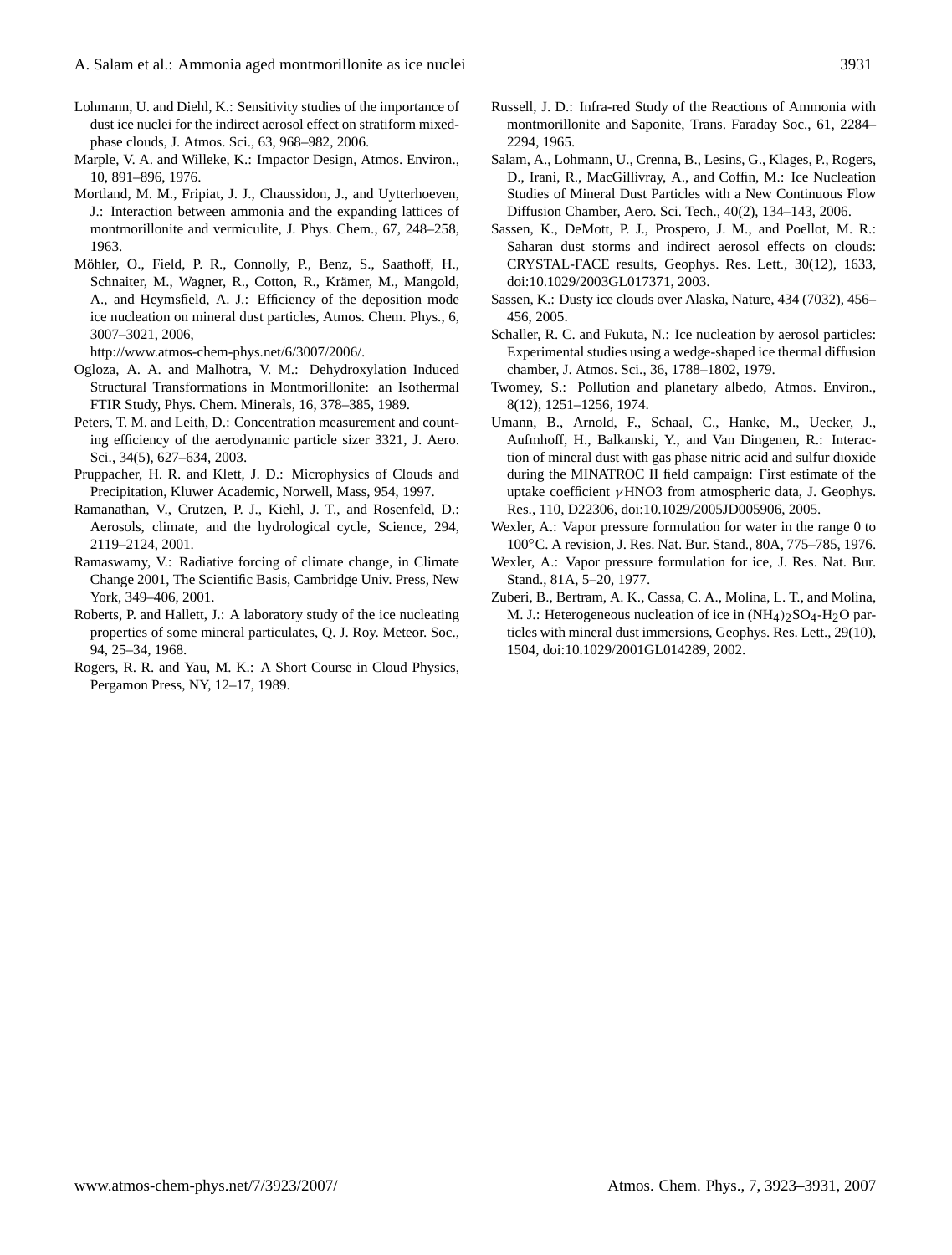Lohmann, U. and Diehl, K.: Sensitivity studies of the importance of dust ice nuclei for the indirect aerosol effect on stratiform mixed-phase clouds, J. Atmos. Sci., 63, 968–982, 2006.

Marple, V. A. and Willeke, K.: Impactor Design, Atmos. Environ., 10, 891–896, 1976.

Mortland, M. M., Fripiat, J. J., Chaussidon, J., and Uytterhoeven, J.: Interaction between ammonia and the expanding lattices of montmorillonite and vermiculite, J. Phys. Chem., 67, 248–258, 1963.

Möhler, O., Field, P. R., Connolly, P., Benz, S., Saathoff, H., Schnaiter, M., Wagner, R., Cotton, R., Krämer, M., Mangold, A., and Heymsfield, A. J.: Efficiency of the deposition mode ice nucleation on mineral dust particles, Atmos. Chem. Phys., 6, 3007–3021, 2006, http://www.atmos-chem-phys.net/6/3007/2006/.

Ogloza, A. A. and Malhotra, V. M.: Dehydroxylation Induced Structural Transformations in Montmorillonite: an Isothermal FTIR Study, Phys. Chem. Minerals, 16, 378–385, 1989.

Peters, T. M. and Leith, D.: Concentration measurement and counting efficiency of the aerodynamic particle sizer 3321, J. Aero. Sci., 34(5), 627–634, 2003.

Pruppacher, H. R. and Klett, J. D.: Microphysics of Clouds and Precipitation, Kluwer Academic, Norwell, Mass, 954, 1997.

Ramanathan, V., Crutzen, P. J., Kiehl, J. T., and Rosenfeld, D.: Aerosols, climate, and the hydrological cycle, Science, 294, 2119–2124, 2001.

Ramaswamy, V.: Radiative forcing of climate change, in Climate Change 2001, The Scientific Basis, Cambridge Univ. Press, New York, 349–406, 2001.

Roberts, P. and Hallett, J.: A laboratory study of the ice nucleating properties of some mineral particulates, Q. J. Roy. Meteor. Soc., 94, 25–34, 1968.

Rogers, R. R. and Yau, M. K.: A Short Course in Cloud Physics, Pergamon Press, NY, 12–17, 1989.

Russell, J. D.: Infra-red Study of the Reactions of Ammonia with montmorillonite and Saponite, Trans. Faraday Soc., 61, 2284–2294, 1965.

Salam, A., Lohmann, U., Crenna, B., Lesins, G., Klages, P., Rogers, D., Irani, R., MacGillivray, A., and Coffin, M.: Ice Nucleation Studies of Mineral Dust Particles with a New Continuous Flow Diffusion Chamber, Aero. Sci. Tech., 40(2), 134–143, 2006.

Sassen, K., DeMott, P. J., Prospero, J. M., and Poellot, M. R.: Saharan dust storms and indirect aerosol effects on clouds: CRYSTAL-FACE results, Geophys. Res. Lett., 30(12), 1633, doi:10.1029/2003GL017371, 2003.

Sassen, K.: Dusty ice clouds over Alaska, Nature, 434 (7032), 456–456, 2005.

Schaller, R. C. and Fukuta, N.: Ice nucleation by aerosol particles: Experimental studies using a wedge-shaped ice thermal diffusion chamber, J. Atmos. Sci., 36, 1788–1802, 1979.

Twomey, S.: Pollution and planetary albedo, Atmos. Environ., 8(12), 1251–1256, 1974.

Umann, B., Arnold, F., Schaal, C., Hanke, M., Uecker, J., Aufmhoff, H., Balkanski, Y., and Van Dingenen, R.: Interaction of mineral dust with gas phase nitric acid and sulfur dioxide during the MINATROC II field campaign: First estimate of the uptake coefficient $\gamma$HNO3 from atmospheric data, J. Geophys. Res., 110, D22306, doi:10.1029/2005JD005906, 2005.

Wexler, A.: Vapor pressure formulation for water in the range 0 to 100°C. A revision, J. Res. Nat. Bur. Stand., 80A, 775–785, 1976.

Wexler, A.: Vapor pressure formulation for ice, J. Res. Nat. Bur. Stand., 81A, 5–20, 1977.

Zuberi, B., Bertram, A. K., Cassa, C. A., Molina, L. T., and Molina, M. J.: Heterogeneous nucleation of ice in $(NH_4)_2SO_4$-$H_2O$ particles with mineral dust immersions, Geophys. Res. Lett., 29(10), 1504, doi:10.1029/2001GL014289, 2002.